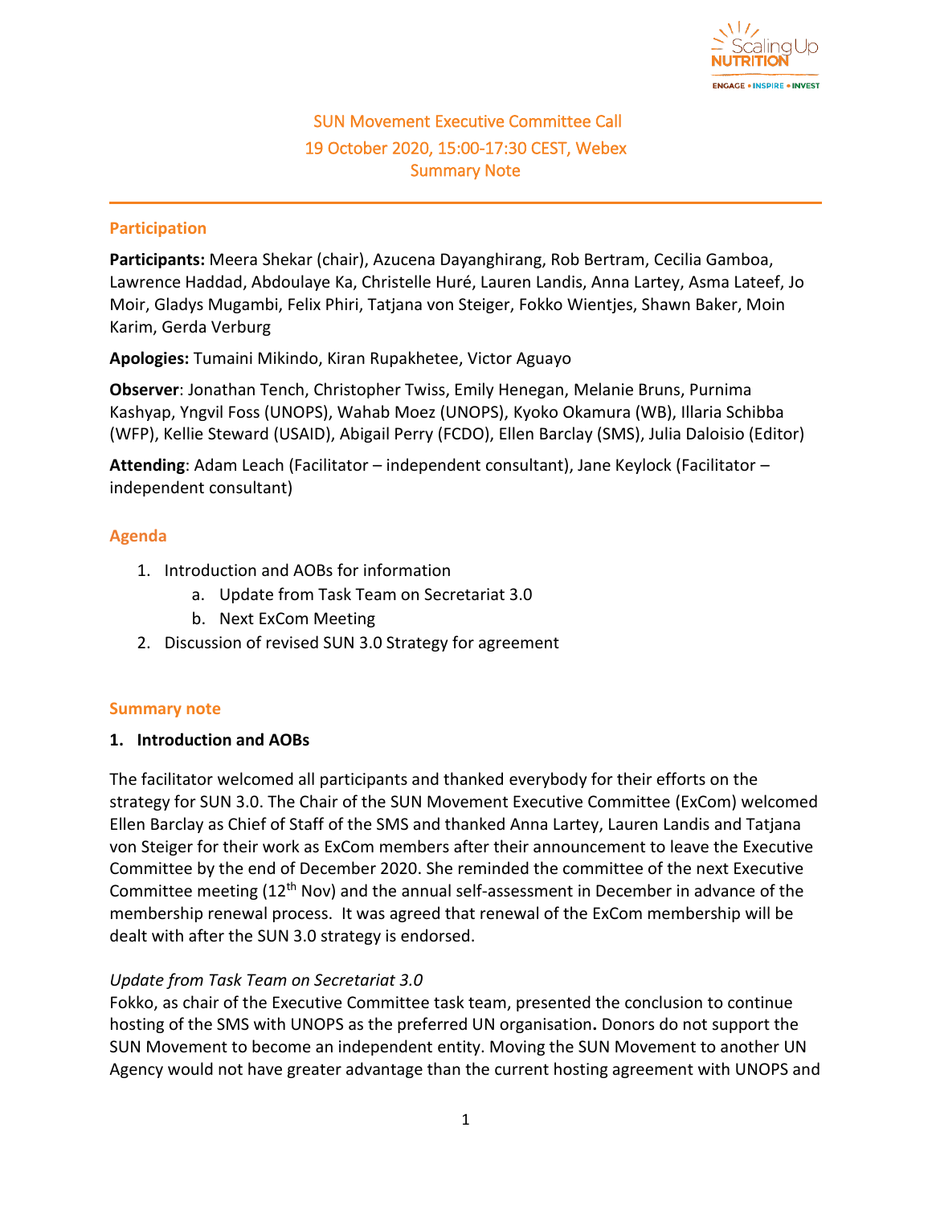# SUN Movement Executive Committee Call
## 19 October 2020, 15:00-17:30 CEST, Webex
## Summary Note

### Participation

**Participants:** Meera Shekar (chair), Azucena Dayanghirang, Rob Bertram, Cecilia Gamboa, Lawrence Haddad, Abdoulaye Ka, Christelle Huré, Lauren Landis, Anna Lartey, Asma Lateef, Jo Moir, Gladys Mugambi, Felix Phiri, Tatjana von Steiger, Fokko Wientjes, Shawn Baker, Moin Karim, Gerda Verburg

**Apologies:** Tumaini Mikindo, Kiran Rupakhetee, Victor Aguayo

**Observer**: Jonathan Tench, Christopher Twiss, Emily Henegan, Melanie Bruns, Purnima Kashyap, Yngvil Foss (UNOPS), Wahab Moez (UNOPS), Kyoko Okamura (WB), Illaria Schibba (WFP), Kellie Steward (USAID), Abigail Perry (FCDO), Ellen Barclay (SMS), Julia Daloisio (Editor)

**Attending**: Adam Leach (Facilitator – independent consultant), Jane Keylock (Facilitator – independent consultant)

### Agenda

1. Introduction and AOBs for information
   a. Update from Task Team on Secretariat 3.0
   b. Next ExCom Meeting
2. Discussion of revised SUN 3.0 Strategy for agreement

### Summary note

**1. Introduction and AOBs**

The facilitator welcomed all participants and thanked everybody for their efforts on the strategy for SUN 3.0. The Chair of the SUN Movement Executive Committee (ExCom) welcomed Ellen Barclay as Chief of Staff of the SMS and thanked Anna Lartey, Lauren Landis and Tatjana von Steiger for their work as ExCom members after their announcement to leave the Executive Committee by the end of December 2020. She reminded the committee of the next Executive Committee meeting (12th Nov) and the annual self-assessment in December in advance of the membership renewal process. It was agreed that renewal of the ExCom membership will be dealt with after the SUN 3.0 strategy is endorsed.

*Update from Task Team on Secretariat 3.0*

Fokko, as chair of the Executive Committee task team, presented the conclusion to continue hosting of the SMS with UNOPS as the preferred UN organisation**.** Donors do not support the SUN Movement to become an independent entity. Moving the SUN Movement to another UN Agency would not have greater advantage than the current hosting agreement with UNOPS and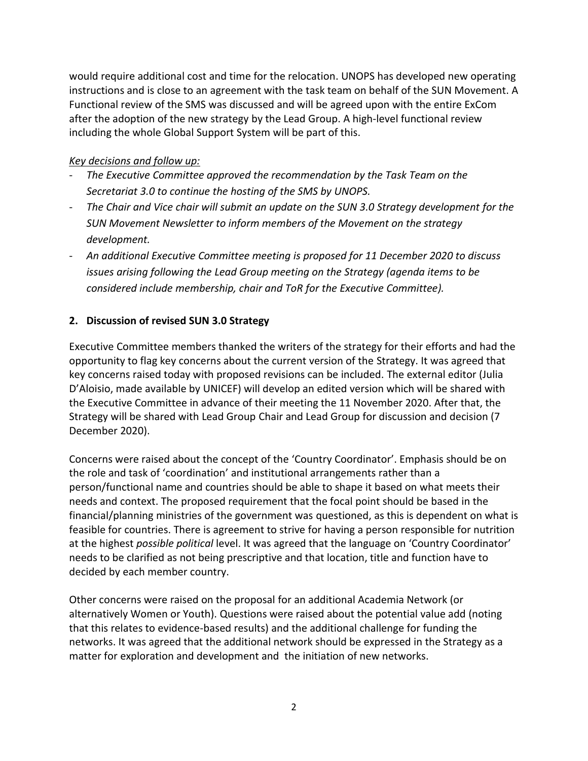would require additional cost and time for the relocation. UNOPS has developed new operating instructions and is close to an agreement with the task team on behalf of the SUN Movement. A Functional review of the SMS was discussed and will be agreed upon with the entire ExCom after the adoption of the new strategy by the Lead Group. A high-level functional review including the whole Global Support System will be part of this.

*Key decisions and follow up:*

- *The Executive Committee approved the recommendation by the Task Team on the Secretariat 3.0 to continue the hosting of the SMS by UNOPS.*
- *The Chair and Vice chair will submit an update on the SUN 3.0 Strategy development for the SUN Movement Newsletter to inform members of the Movement on the strategy development.*
- *An additional Executive Committee meeting is proposed for 11 December 2020 to discuss issues arising following the Lead Group meeting on the Strategy (agenda items to be considered include membership, chair and ToR for the Executive Committee).*

## 2. Discussion of revised SUN 3.0 Strategy

Executive Committee members thanked the writers of the strategy for their efforts and had the opportunity to flag key concerns about the current version of the Strategy. It was agreed that key concerns raised today with proposed revisions can be included. The external editor (Julia D'Aloisio, made available by UNICEF) will develop an edited version which will be shared with the Executive Committee in advance of their meeting the 11 November 2020. After that, the Strategy will be shared with Lead Group Chair and Lead Group for discussion and decision (7 December 2020).

Concerns were raised about the concept of the 'Country Coordinator'. Emphasis should be on the role and task of 'coordination' and institutional arrangements rather than a person/functional name and countries should be able to shape it based on what meets their needs and context. The proposed requirement that the focal point should be based in the financial/planning ministries of the government was questioned, as this is dependent on what is feasible for countries. There is agreement to strive for having a person responsible for nutrition at the highest *possible political* level. It was agreed that the language on 'Country Coordinator' needs to be clarified as not being prescriptive and that location, title and function have to decided by each member country.

Other concerns were raised on the proposal for an additional Academia Network (or alternatively Women or Youth). Questions were raised about the potential value add (noting that this relates to evidence-based results) and the additional challenge for funding the networks. It was agreed that the additional network should be expressed in the Strategy as a matter for exploration and development and  the initiation of new networks.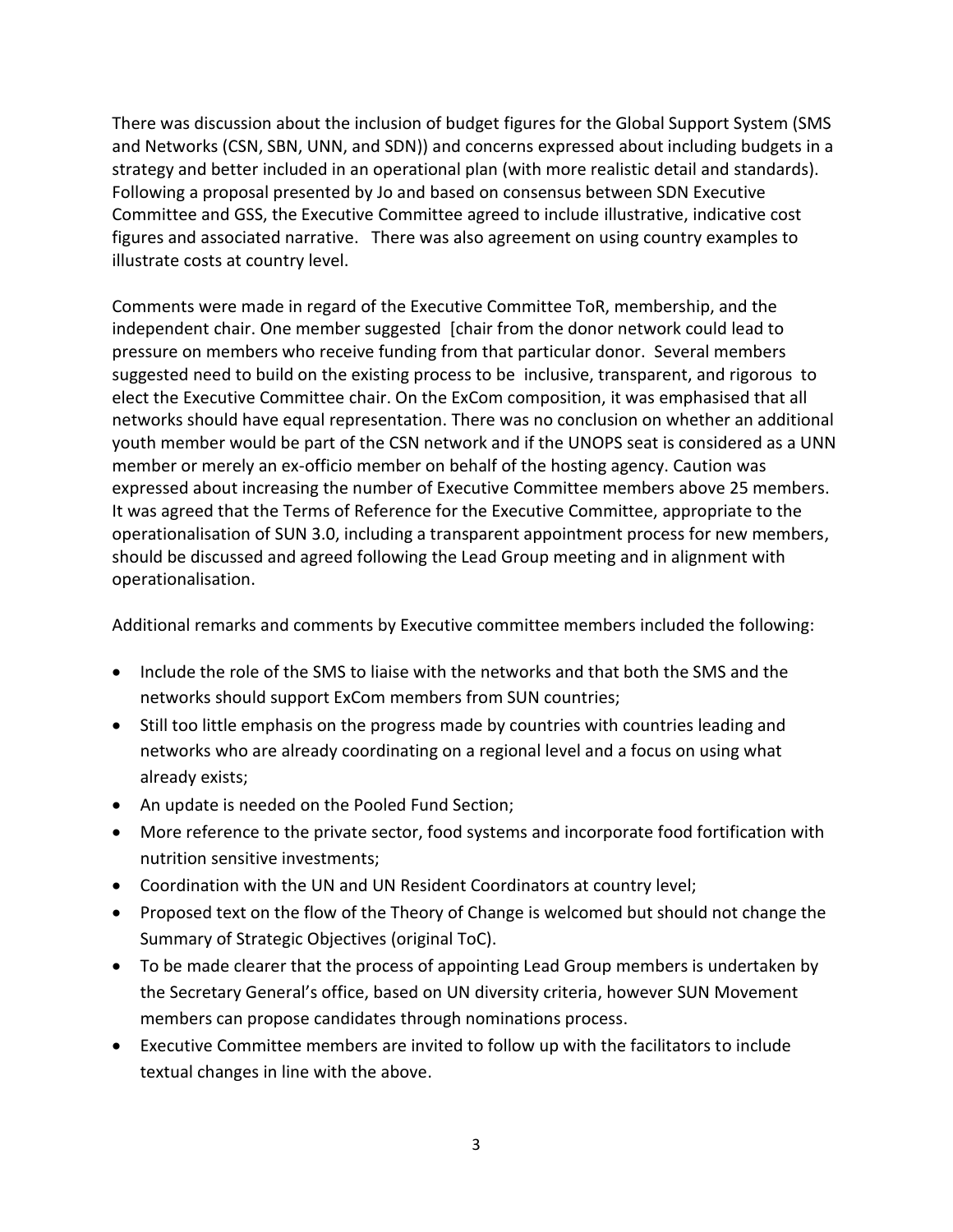There was discussion about the inclusion of budget figures for the Global Support System (SMS and Networks (CSN, SBN, UNN, and SDN)) and concerns expressed about including budgets in a strategy and better included in an operational plan (with more realistic detail and standards). Following a proposal presented by Jo and based on consensus between SDN Executive Committee and GSS, the Executive Committee agreed to include illustrative, indicative cost figures and associated narrative. There was also agreement on using country examples to illustrate costs at country level.

Comments were made in regard of the Executive Committee ToR, membership, and the independent chair. One member suggested [chair from the donor network could lead to pressure on members who receive funding from that particular donor. Several members suggested need to build on the existing process to be inclusive, transparent, and rigorous to elect the Executive Committee chair. On the ExCom composition, it was emphasised that all networks should have equal representation. There was no conclusion on whether an additional youth member would be part of the CSN network and if the UNOPS seat is considered as a UNN member or merely an ex-officio member on behalf of the hosting agency. Caution was expressed about increasing the number of Executive Committee members above 25 members. It was agreed that the Terms of Reference for the Executive Committee, appropriate to the operationalisation of SUN 3.0, including a transparent appointment process for new members, should be discussed and agreed following the Lead Group meeting and in alignment with operationalisation.

Additional remarks and comments by Executive committee members included the following:

- Include the role of the SMS to liaise with the networks and that both the SMS and the networks should support ExCom members from SUN countries;
- Still too little emphasis on the progress made by countries with countries leading and networks who are already coordinating on a regional level and a focus on using what already exists;
- An update is needed on the Pooled Fund Section;
- More reference to the private sector, food systems and incorporate food fortification with nutrition sensitive investments;
- Coordination with the UN and UN Resident Coordinators at country level;
- Proposed text on the flow of the Theory of Change is welcomed but should not change the Summary of Strategic Objectives (original ToC).
- To be made clearer that the process of appointing Lead Group members is undertaken by the Secretary General's office, based on UN diversity criteria, however SUN Movement members can propose candidates through nominations process.
- Executive Committee members are invited to follow up with the facilitators to include textual changes in line with the above.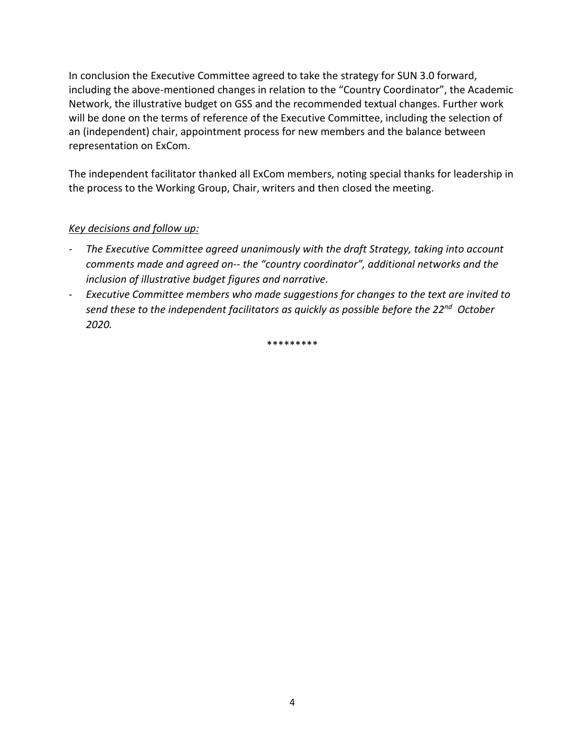In conclusion the Executive Committee agreed to take the strategy for SUN 3.0 forward, including the above-mentioned changes in relation to the "Country Coordinator", the Academic Network, the illustrative budget on GSS and the recommended textual changes. Further work will be done on the terms of reference of the Executive Committee, including the selection of an (independent) chair, appointment process for new members and the balance between representation on ExCom.

The independent facilitator thanked all ExCom members, noting special thanks for leadership in the process to the Working Group, Chair, writers and then closed the meeting.

*Key decisions and follow up:*

- *The Executive Committee agreed unanimously with the draft Strategy, taking into account comments made and agreed on-- the "country coordinator", additional networks and the inclusion of illustrative budget figures and narrative.*
- *Executive Committee members who made suggestions for changes to the text are invited to send these to the independent facilitators as quickly as possible before the 22nd October 2020.*

\*\*\*\*\*\*\*\*\*